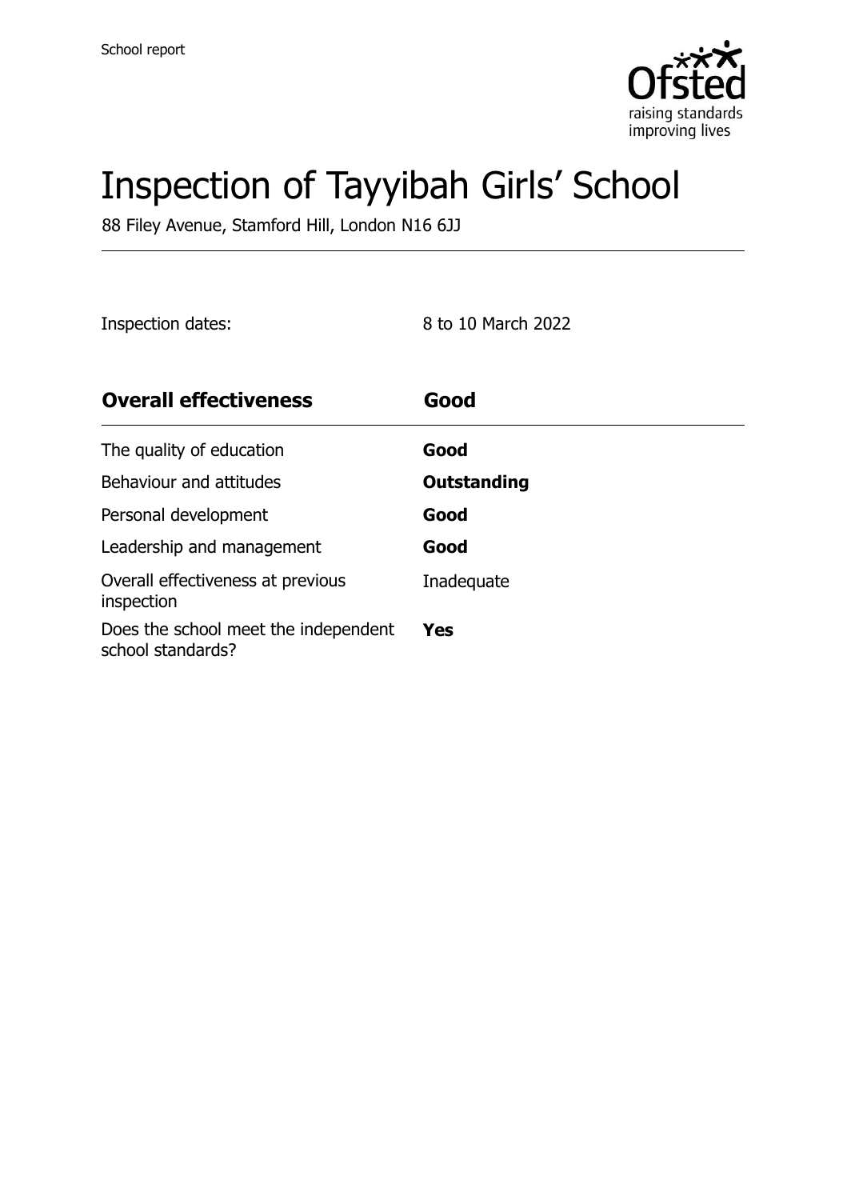School report

# Inspection of Tayyibah Girls' School

88 Filey Avenue, Stamford Hill, London N16 6JJ

Inspection dates: 8 to 10 March 2022

| **Overall effectiveness** | **Good** |
| --- | --- |
| The quality of education | **Good** |
| Behaviour and attitudes | **Outstanding** |
| Personal development | **Good** |
| Leadership and management | **Good** |
| Overall effectiveness at previous inspection | Inadequate |
| Does the school meet the independent school standards? | **Yes** |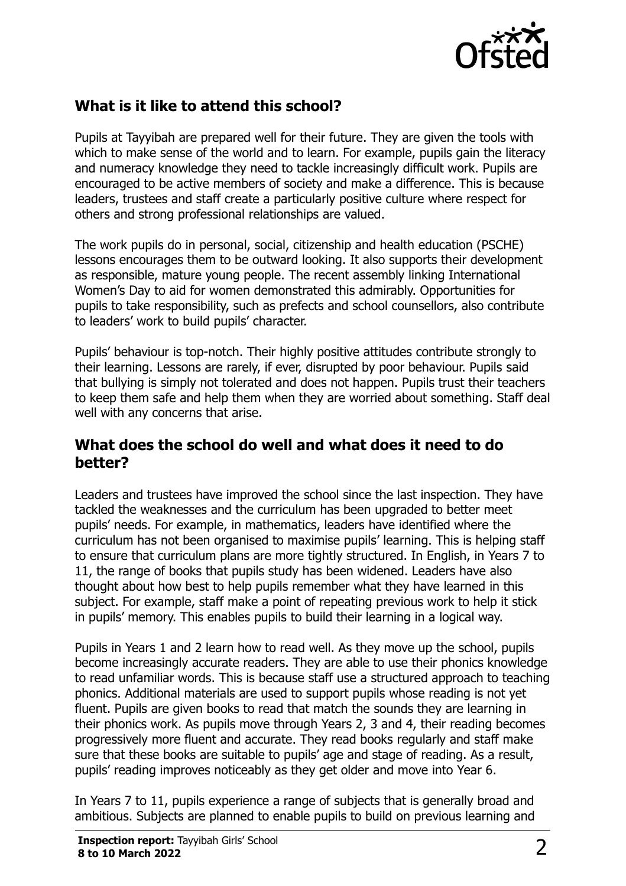## What is it like to attend this school?

Pupils at Tayyibah are prepared well for their future. They are given the tools with which to make sense of the world and to learn. For example, pupils gain the literacy and numeracy knowledge they need to tackle increasingly difficult work. Pupils are encouraged to be active members of society and make a difference. This is because leaders, trustees and staff create a particularly positive culture where respect for others and strong professional relationships are valued.

The work pupils do in personal, social, citizenship and health education (PSCHE) lessons encourages them to be outward looking. It also supports their development as responsible, mature young people. The recent assembly linking International Women's Day to aid for women demonstrated this admirably. Opportunities for pupils to take responsibility, such as prefects and school counsellors, also contribute to leaders' work to build pupils' character.

Pupils' behaviour is top-notch. Their highly positive attitudes contribute strongly to their learning. Lessons are rarely, if ever, disrupted by poor behaviour. Pupils said that bullying is simply not tolerated and does not happen. Pupils trust their teachers to keep them safe and help them when they are worried about something. Staff deal well with any concerns that arise.

## What does the school do well and what does it need to do better?

Leaders and trustees have improved the school since the last inspection. They have tackled the weaknesses and the curriculum has been upgraded to better meet pupils' needs. For example, in mathematics, leaders have identified where the curriculum has not been organised to maximise pupils' learning. This is helping staff to ensure that curriculum plans are more tightly structured. In English, in Years 7 to 11, the range of books that pupils study has been widened. Leaders have also thought about how best to help pupils remember what they have learned in this subject. For example, staff make a point of repeating previous work to help it stick in pupils' memory. This enables pupils to build their learning in a logical way.

Pupils in Years 1 and 2 learn how to read well. As they move up the school, pupils become increasingly accurate readers. They are able to use their phonics knowledge to read unfamiliar words. This is because staff use a structured approach to teaching phonics. Additional materials are used to support pupils whose reading is not yet fluent. Pupils are given books to read that match the sounds they are learning in their phonics work. As pupils move through Years 2, 3 and 4, their reading becomes progressively more fluent and accurate. They read books regularly and staff make sure that these books are suitable to pupils' age and stage of reading. As a result, pupils' reading improves noticeably as they get older and move into Year 6.

In Years 7 to 11, pupils experience a range of subjects that is generally broad and ambitious. Subjects are planned to enable pupils to build on previous learning and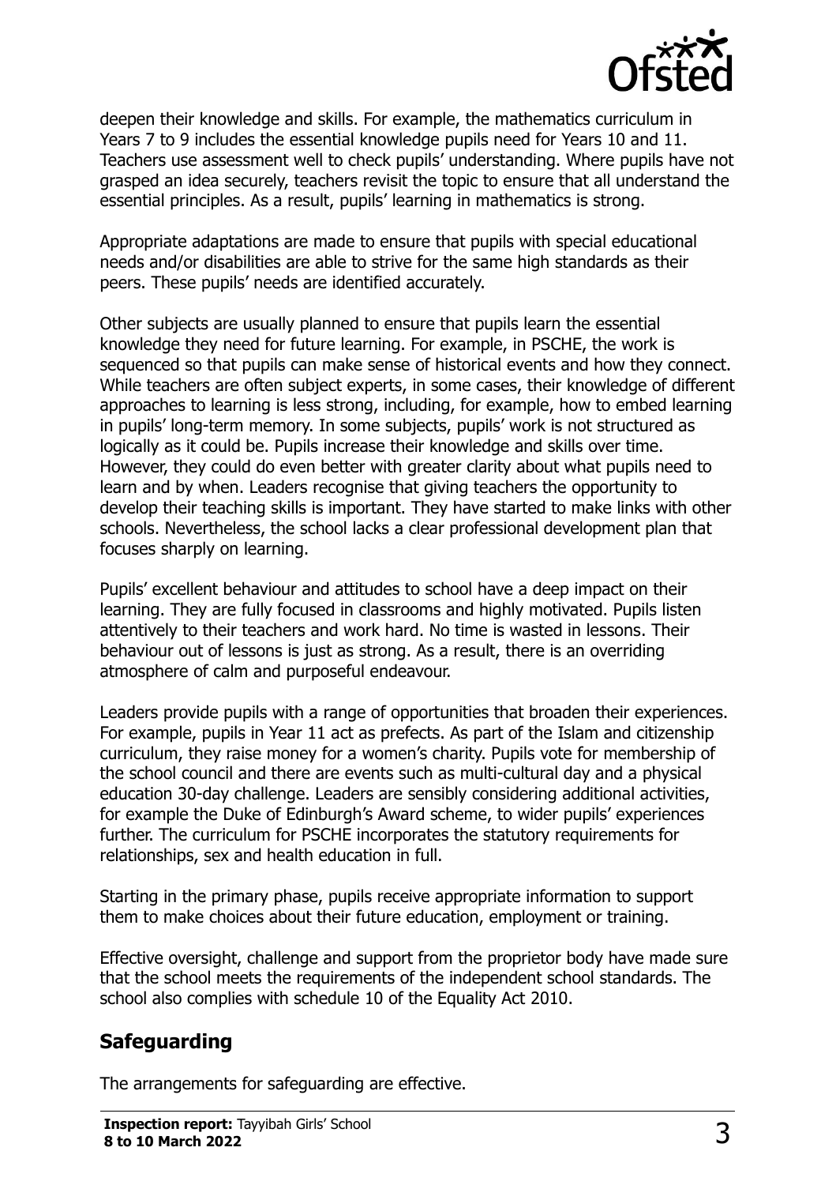deepen their knowledge and skills. For example, the mathematics curriculum in Years 7 to 9 includes the essential knowledge pupils need for Years 10 and 11. Teachers use assessment well to check pupils' understanding. Where pupils have not grasped an idea securely, teachers revisit the topic to ensure that all understand the essential principles. As a result, pupils' learning in mathematics is strong.

Appropriate adaptations are made to ensure that pupils with special educational needs and/or disabilities are able to strive for the same high standards as their peers. These pupils' needs are identified accurately.

Other subjects are usually planned to ensure that pupils learn the essential knowledge they need for future learning. For example, in PSCHE, the work is sequenced so that pupils can make sense of historical events and how they connect. While teachers are often subject experts, in some cases, their knowledge of different approaches to learning is less strong, including, for example, how to embed learning in pupils' long-term memory. In some subjects, pupils' work is not structured as logically as it could be. Pupils increase their knowledge and skills over time. However, they could do even better with greater clarity about what pupils need to learn and by when. Leaders recognise that giving teachers the opportunity to develop their teaching skills is important. They have started to make links with other schools. Nevertheless, the school lacks a clear professional development plan that focuses sharply on learning.

Pupils' excellent behaviour and attitudes to school have a deep impact on their learning. They are fully focused in classrooms and highly motivated. Pupils listen attentively to their teachers and work hard. No time is wasted in lessons. Their behaviour out of lessons is just as strong. As a result, there is an overriding atmosphere of calm and purposeful endeavour.

Leaders provide pupils with a range of opportunities that broaden their experiences. For example, pupils in Year 11 act as prefects. As part of the Islam and citizenship curriculum, they raise money for a women's charity. Pupils vote for membership of the school council and there are events such as multi-cultural day and a physical education 30-day challenge. Leaders are sensibly considering additional activities, for example the Duke of Edinburgh's Award scheme, to wider pupils' experiences further. The curriculum for PSCHE incorporates the statutory requirements for relationships, sex and health education in full.

Starting in the primary phase, pupils receive appropriate information to support them to make choices about their future education, employment or training.

Effective oversight, challenge and support from the proprietor body have made sure that the school meets the requirements of the independent school standards. The school also complies with schedule 10 of the Equality Act 2010.

## Safeguarding

The arrangements for safeguarding are effective.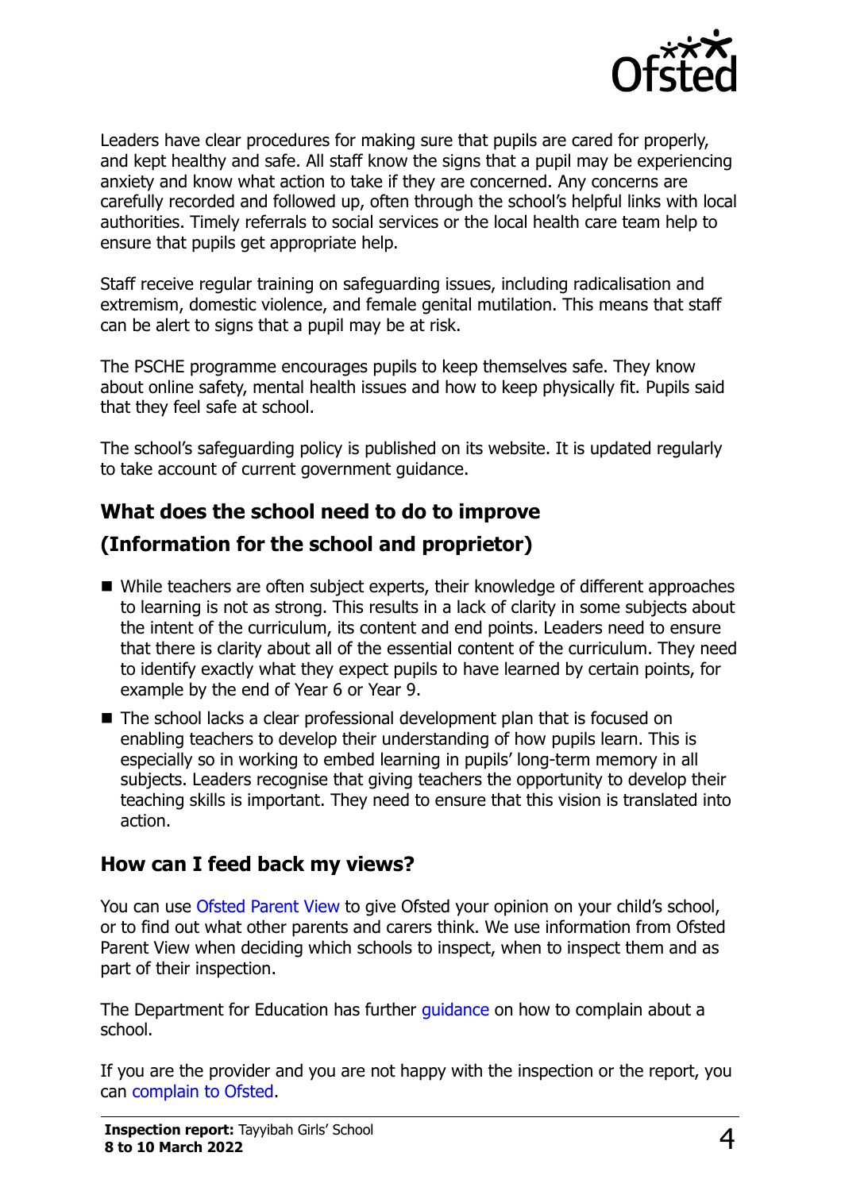Leaders have clear procedures for making sure that pupils are cared for properly, and kept healthy and safe. All staff know the signs that a pupil may be experiencing anxiety and know what action to take if they are concerned. Any concerns are carefully recorded and followed up, often through the school's helpful links with local authorities. Timely referrals to social services or the local health care team help to ensure that pupils get appropriate help.

Staff receive regular training on safeguarding issues, including radicalisation and extremism, domestic violence, and female genital mutilation. This means that staff can be alert to signs that a pupil may be at risk.

The PSCHE programme encourages pupils to keep themselves safe. They know about online safety, mental health issues and how to keep physically fit. Pupils said that they feel safe at school.

The school's safeguarding policy is published on its website. It is updated regularly to take account of current government guidance.

## What does the school need to do to improve

## (Information for the school and proprietor)

- While teachers are often subject experts, their knowledge of different approaches to learning is not as strong. This results in a lack of clarity in some subjects about the intent of the curriculum, its content and end points. Leaders need to ensure that there is clarity about all of the essential content of the curriculum. They need to identify exactly what they expect pupils to have learned by certain points, for example by the end of Year 6 or Year 9.
- The school lacks a clear professional development plan that is focused on enabling teachers to develop their understanding of how pupils learn. This is especially so in working to embed learning in pupils' long-term memory in all subjects. Leaders recognise that giving teachers the opportunity to develop their teaching skills is important. They need to ensure that this vision is translated into action.

## How can I feed back my views?

You can use Ofsted Parent View to give Ofsted your opinion on your child's school, or to find out what other parents and carers think. We use information from Ofsted Parent View when deciding which schools to inspect, when to inspect them and as part of their inspection.

The Department for Education has further guidance on how to complain about a school.

If you are the provider and you are not happy with the inspection or the report, you can complain to Ofsted.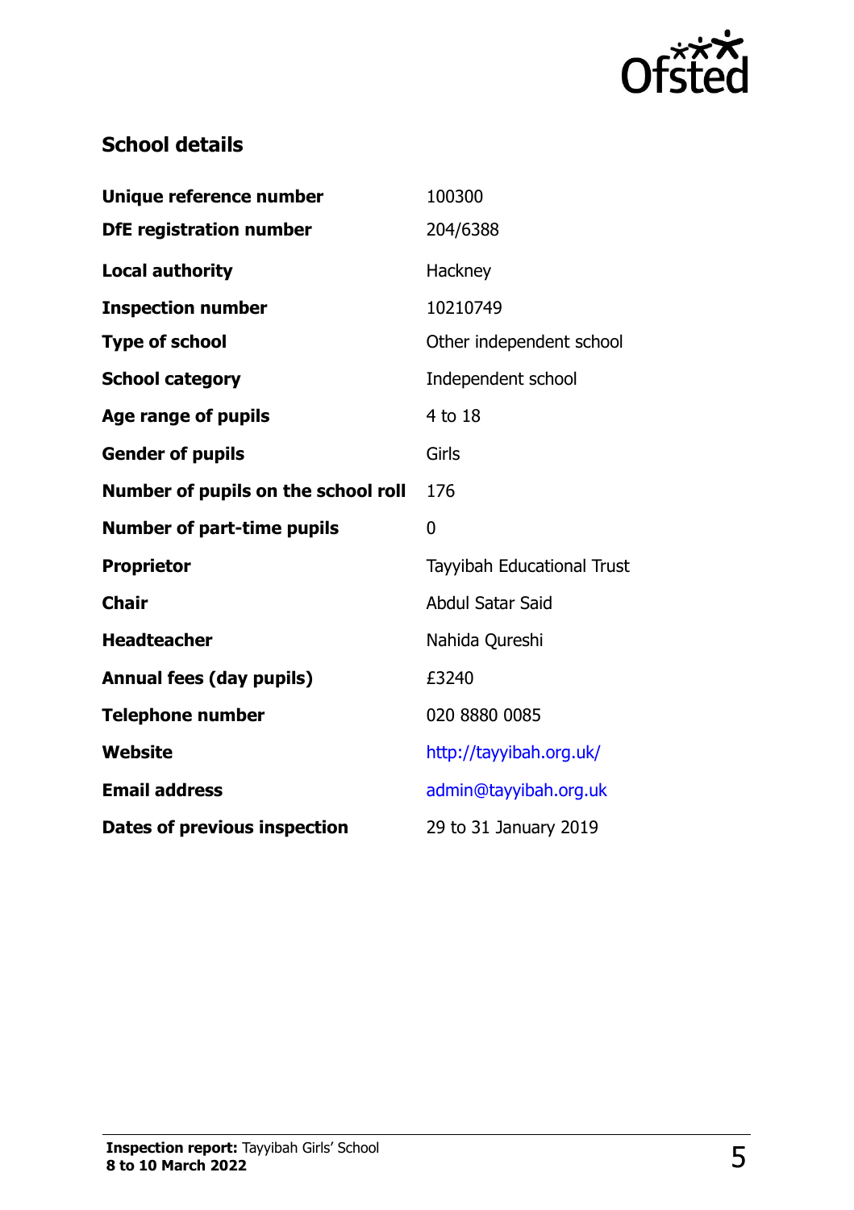## School details

| | |
|---|---|
| **Unique reference number** | 100300 |
| **DfE registration number** | 204/6388 |
| **Local authority** | Hackney |
| **Inspection number** | 10210749 |
| **Type of school** | Other independent school |
| **School category** | Independent school |
| **Age range of pupils** | 4 to 18 |
| **Gender of pupils** | Girls |
| **Number of pupils on the school roll** | 176 |
| **Number of part-time pupils** | 0 |
| **Proprietor** | Tayyibah Educational Trust |
| **Chair** | Abdul Satar Said |
| **Headteacher** | Nahida Qureshi |
| **Annual fees (day pupils)** | £3240 |
| **Telephone number** | 020 8880 0085 |
| **Website** | http://tayyibah.org.uk/ |
| **Email address** | admin@tayyibah.org.uk |
| **Dates of previous inspection** | 29 to 31 January 2019 |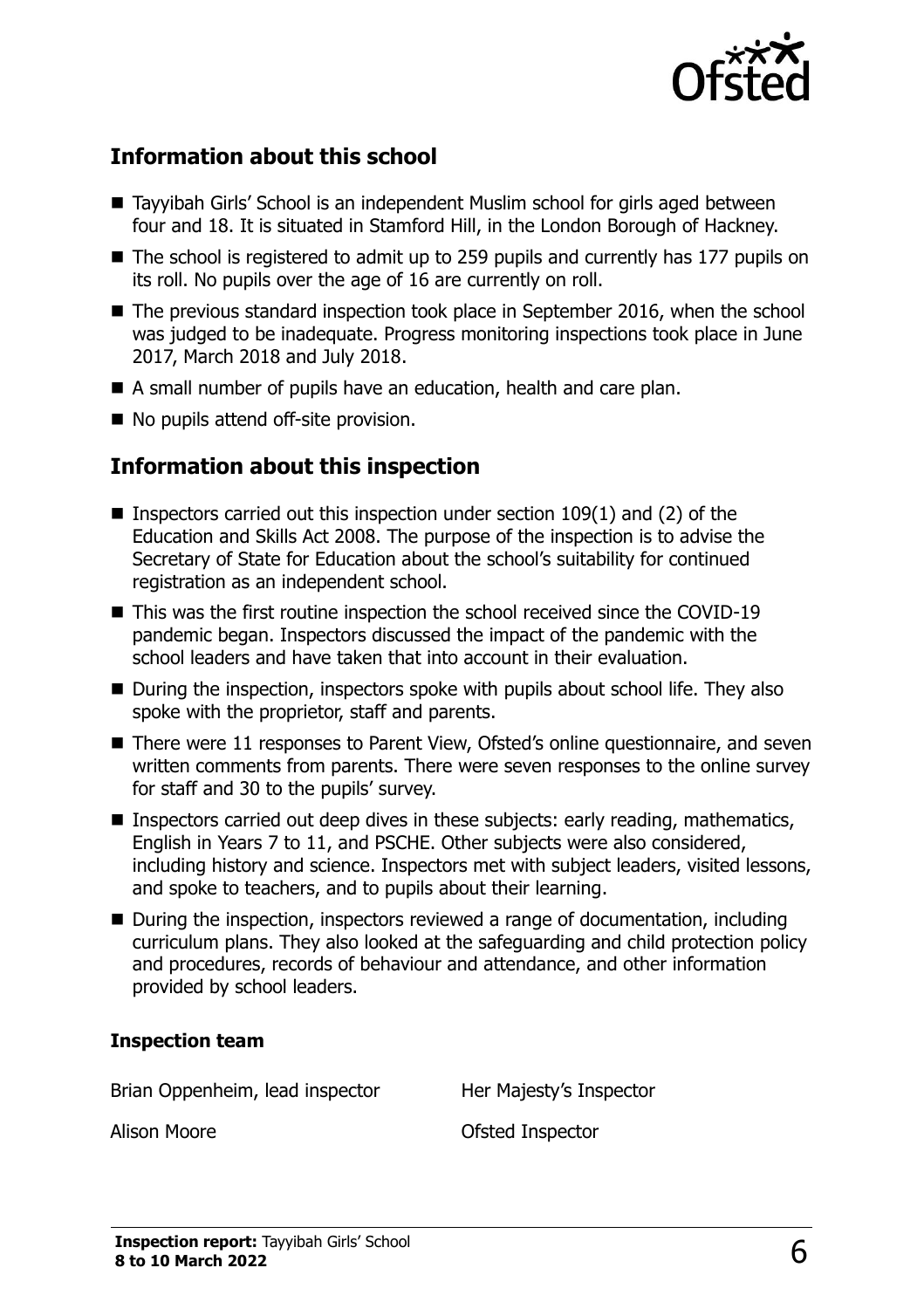## Information about this school

- Tayyibah Girls' School is an independent Muslim school for girls aged between four and 18. It is situated in Stamford Hill, in the London Borough of Hackney.
- The school is registered to admit up to 259 pupils and currently has 177 pupils on its roll. No pupils over the age of 16 are currently on roll.
- The previous standard inspection took place in September 2016, when the school was judged to be inadequate. Progress monitoring inspections took place in June 2017, March 2018 and July 2018.
- A small number of pupils have an education, health and care plan.
- No pupils attend off-site provision.

## Information about this inspection

- Inspectors carried out this inspection under section 109(1) and (2) of the Education and Skills Act 2008. The purpose of the inspection is to advise the Secretary of State for Education about the school's suitability for continued registration as an independent school.
- This was the first routine inspection the school received since the COVID-19 pandemic began. Inspectors discussed the impact of the pandemic with the school leaders and have taken that into account in their evaluation.
- During the inspection, inspectors spoke with pupils about school life. They also spoke with the proprietor, staff and parents.
- There were 11 responses to Parent View, Ofsted's online questionnaire, and seven written comments from parents. There were seven responses to the online survey for staff and 30 to the pupils' survey.
- Inspectors carried out deep dives in these subjects: early reading, mathematics, English in Years 7 to 11, and PSCHE. Other subjects were also considered, including history and science. Inspectors met with subject leaders, visited lessons, and spoke to teachers, and to pupils about their learning.
- During the inspection, inspectors reviewed a range of documentation, including curriculum plans. They also looked at the safeguarding and child protection policy and procedures, records of behaviour and attendance, and other information provided by school leaders.

### Inspection team

| | |
|---|---|
| Brian Oppenheim, lead inspector | Her Majesty's Inspector |
| Alison Moore | Ofsted Inspector |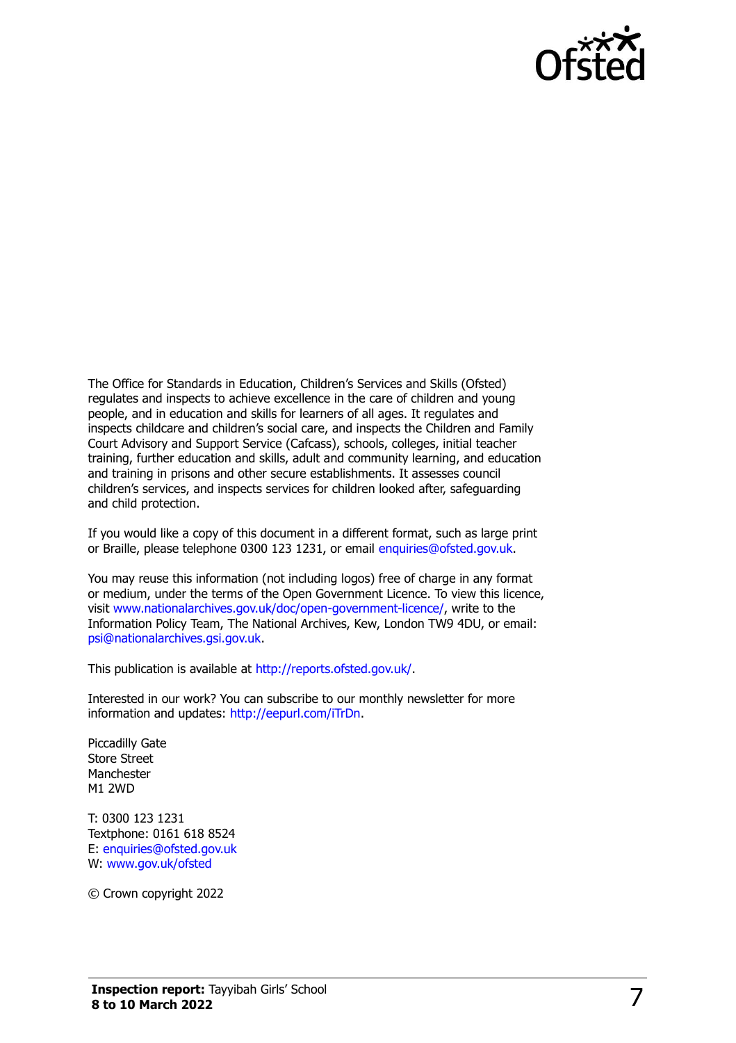The Office for Standards in Education, Children's Services and Skills (Ofsted) regulates and inspects to achieve excellence in the care of children and young people, and in education and skills for learners of all ages. It regulates and inspects childcare and children's social care, and inspects the Children and Family Court Advisory and Support Service (Cafcass), schools, colleges, initial teacher training, further education and skills, adult and community learning, and education and training in prisons and other secure establishments. It assesses council children's services, and inspects services for children looked after, safeguarding and child protection.

If you would like a copy of this document in a different format, such as large print or Braille, please telephone 0300 123 1231, or email enquiries@ofsted.gov.uk.

You may reuse this information (not including logos) free of charge in any format or medium, under the terms of the Open Government Licence. To view this licence, visit www.nationalarchives.gov.uk/doc/open-government-licence/, write to the Information Policy Team, The National Archives, Kew, London TW9 4DU, or email: psi@nationalarchives.gsi.gov.uk.

This publication is available at http://reports.ofsted.gov.uk/.

Interested in our work? You can subscribe to our monthly newsletter for more information and updates: http://eepurl.com/iTrDn.

Piccadilly Gate
Store Street
Manchester
M1 2WD

T: 0300 123 1231
Textphone: 0161 618 8524
E: enquiries@ofsted.gov.uk
W: www.gov.uk/ofsted

© Crown copyright 2022